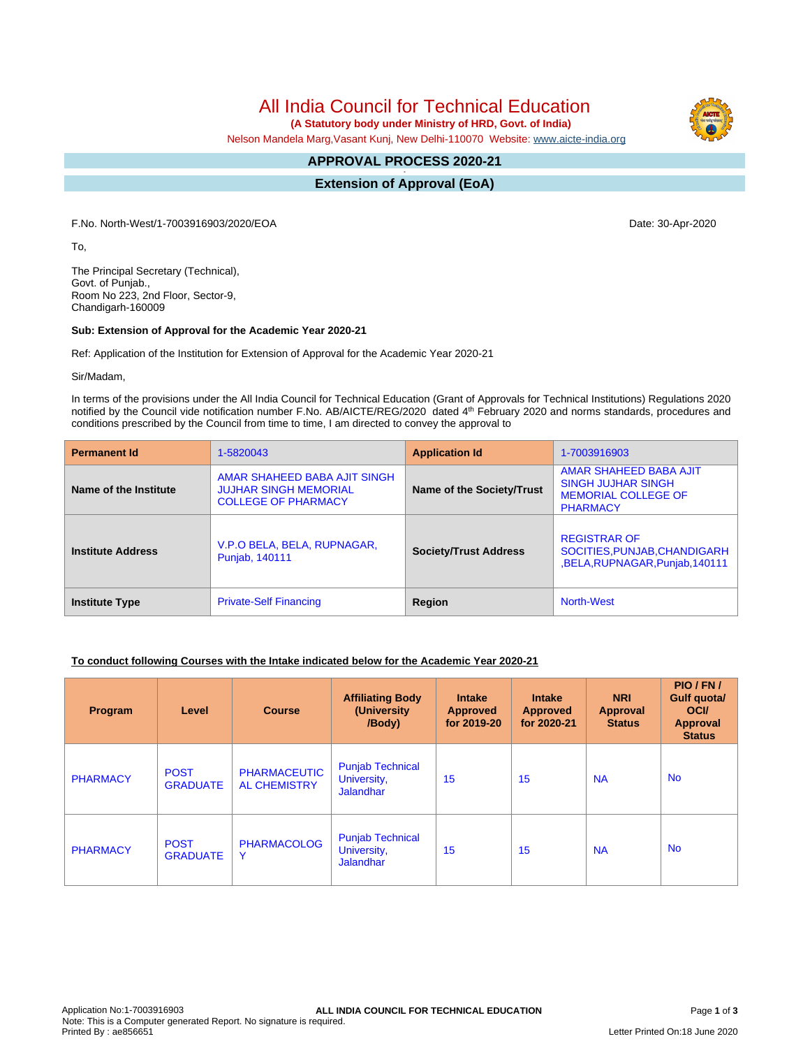# All India Council for Technical Education

**(A Statutory body under Ministry of HRD, Govt. of India)**

Nelson Mandela Marg,Vasant Kunj, New Delhi-110070 Website: www.aicte-india.org

## APPROVAL PROCESS 2020-21

## Extension of Approval (EoA)

F.No. North-West/1-7003916903/2020/EOA

Date: 30-Apr-2020

To,

The Principal Secretary (Technical),
Govt. of Punjab.,
Room No 223, 2nd Floor, Sector-9,
Chandigarh-160009

**Sub: Extension of Approval for the Academic Year 2020-21**

Ref: Application of the Institution for Extension of Approval for the Academic Year 2020-21

Sir/Madam,

In terms of the provisions under the All India Council for Technical Education (Grant of Approvals for Technical Institutions) Regulations 2020 notified by the Council vide notification number F.No. AB/AICTE/REG/2020 dated 4th February 2020 and norms standards, procedures and conditions prescribed by the Council from time to time, I am directed to convey the approval to

| **Permanent Id** | 1-5820043 | **Application Id** | 1-7003916903 |
|---|---|---|---|
| **Name of the Institute** | AMAR SHAHEED BABA AJIT SINGH JUJHAR SINGH MEMORIAL COLLEGE OF PHARMACY | **Name of the Society/Trust** | AMAR SHAHEED BABA AJIT SINGH JUJHAR SINGH MEMORIAL COLLEGE OF PHARMACY |
| **Institute Address** | V.P.O BELA, BELA, RUPNAGAR, Punjab, 140111 | **Society/Trust Address** | REGISTRAR OF SOCITIES,PUNJAB,CHANDIGARH ,BELA,RUPNAGAR,Punjab,140111 |
| **Institute Type** | Private-Self Financing | **Region** | North-West |

**To conduct following Courses with the Intake indicated below for the Academic Year 2020-21**

| Program | Level | Course | Affiliating Body (University /Body) | Intake Approved for 2019-20 | Intake Approved for 2020-21 | NRI Approval Status | PIO / FN / Gulf quota/ OCI/ Approval Status |
|---|---|---|---|---|---|---|---|
| PHARMACY | POST GRADUATE | PHARMACEUTICAL CHEMISTRY | Punjab Technical University, Jalandhar | 15 | 15 | NA | No |
| PHARMACY | POST GRADUATE | PHARMACOLOGY | Punjab Technical University, Jalandhar | 15 | 15 | NA | No |

Application No:1-7003916903
Note: This is a Computer generated Report. No signature is required.
Printed By : ae856651
Letter Printed On:18 June 2020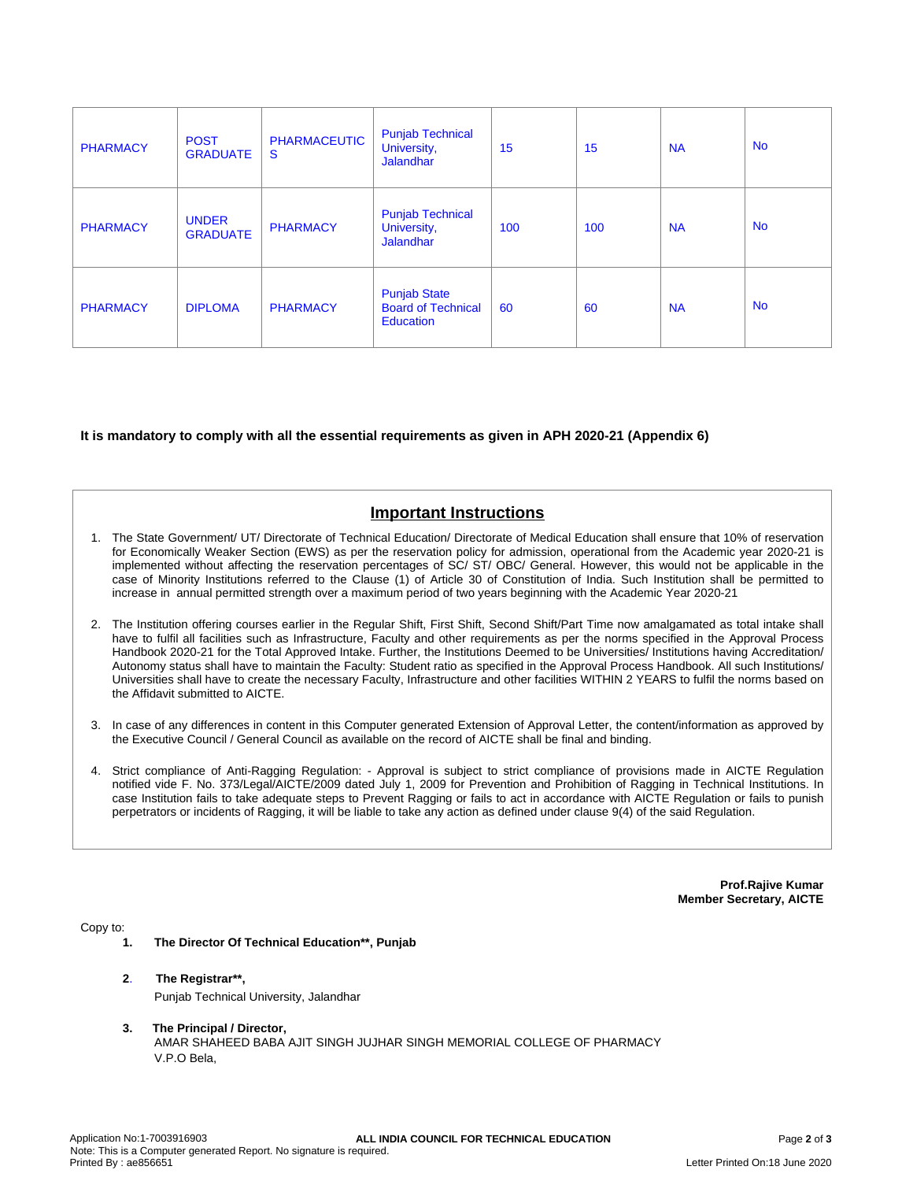| PHARMACY | POST GRADUATE | PHARMACEUTICS | Punjab Technical University, Jalandhar | 15 | 15 | NA | No |
|---|---|---|---|---|---|---|---|
| PHARMACY | UNDER GRADUATE | PHARMACY | Punjab Technical University, Jalandhar | 100 | 100 | NA | No |
| PHARMACY | DIPLOMA | PHARMACY | Punjab State Board of Technical Education | 60 | 60 | NA | No |

**It is mandatory to comply with all the essential requirements as given in APH 2020-21 (Appendix 6)**

## Important Instructions

1. The State Government/ UT/ Directorate of Technical Education/ Directorate of Medical Education shall ensure that 10% of reservation for Economically Weaker Section (EWS) as per the reservation policy for admission, operational from the Academic year 2020-21 is implemented without affecting the reservation percentages of SC/ ST/ OBC/ General. However, this would not be applicable in the case of Minority Institutions referred to the Clause (1) of Article 30 of Constitution of India. Such Institution shall be permitted to increase in annual permitted strength over a maximum period of two years beginning with the Academic Year 2020-21
2. The Institution offering courses earlier in the Regular Shift, First Shift, Second Shift/Part Time now amalgamated as total intake shall have to fulfil all facilities such as Infrastructure, Faculty and other requirements as per the norms specified in the Approval Process Handbook 2020-21 for the Total Approved Intake. Further, the Institutions Deemed to be Universities/ Institutions having Accreditation/ Autonomy status shall have to maintain the Faculty: Student ratio as specified in the Approval Process Handbook. All such Institutions/ Universities shall have to create the necessary Faculty, Infrastructure and other facilities WITHIN 2 YEARS to fulfil the norms based on the Affidavit submitted to AICTE.
3. In case of any differences in content in this Computer generated Extension of Approval Letter, the content/information as approved by the Executive Council / General Council as available on the record of AICTE shall be final and binding.
4. Strict compliance of Anti-Ragging Regulation: - Approval is subject to strict compliance of provisions made in AICTE Regulation notified vide F. No. 373/Legal/AICTE/2009 dated July 1, 2009 for Prevention and Prohibition of Ragging in Technical Institutions. In case Institution fails to take adequate steps to Prevent Ragging or fails to act in accordance with AICTE Regulation or fails to punish perpetrators or incidents of Ragging, it will be liable to take any action as defined under clause 9(4) of the said Regulation.

**Prof.Rajive Kumar**
**Member Secretary, AICTE**

Copy to:

1. **The Director Of Technical Education\*\*, Punjab**

2. **The Registrar\*\*,**
   Punjab Technical University, Jalandhar

3. **The Principal / Director,**
   AMAR SHAHEED BABA AJIT SINGH JUJHAR SINGH MEMORIAL COLLEGE OF PHARMACY
   V.P.O Bela,

Application No:1-7003916903
Note: This is a Computer generated Report. No signature is required.
Printed By : ae856651
Letter Printed On:18 June 2020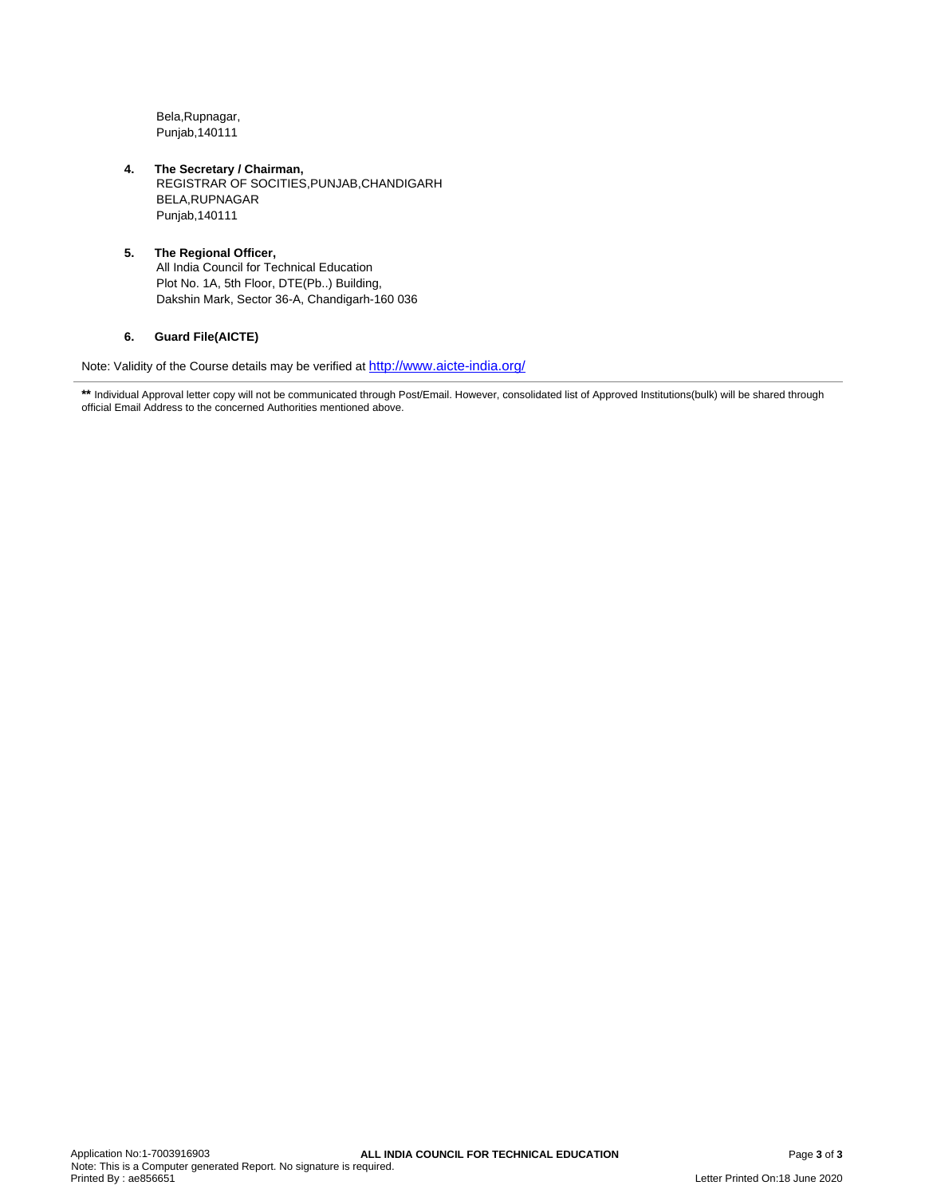Bela,Rupnagar,
Punjab,140111

4. **The Secretary / Chairman,**
   REGISTRAR OF SOCITIES,PUNJAB,CHANDIGARH
   BELA,RUPNAGAR
   Punjab,140111

5. **The Regional Officer,**
   All India Council for Technical Education
   Plot No. 1A, 5th Floor, DTE(Pb..) Building,
   Dakshin Mark, Sector 36-A, Chandigarh-160 036

6. **Guard File(AICTE)**

Note: Validity of the Course details may be verified at http://www.aicte-india.org/

---

**\*\*** Individual Approval letter copy will not be communicated through Post/Email. However, consolidated list of Approved Institutions(bulk) will be shared through official Email Address to the concerned Authorities mentioned above.

Application No:1-7003916903
Note: This is a Computer generated Report. No signature is required.
Printed By : ae856651

Letter Printed On:18 June 2020